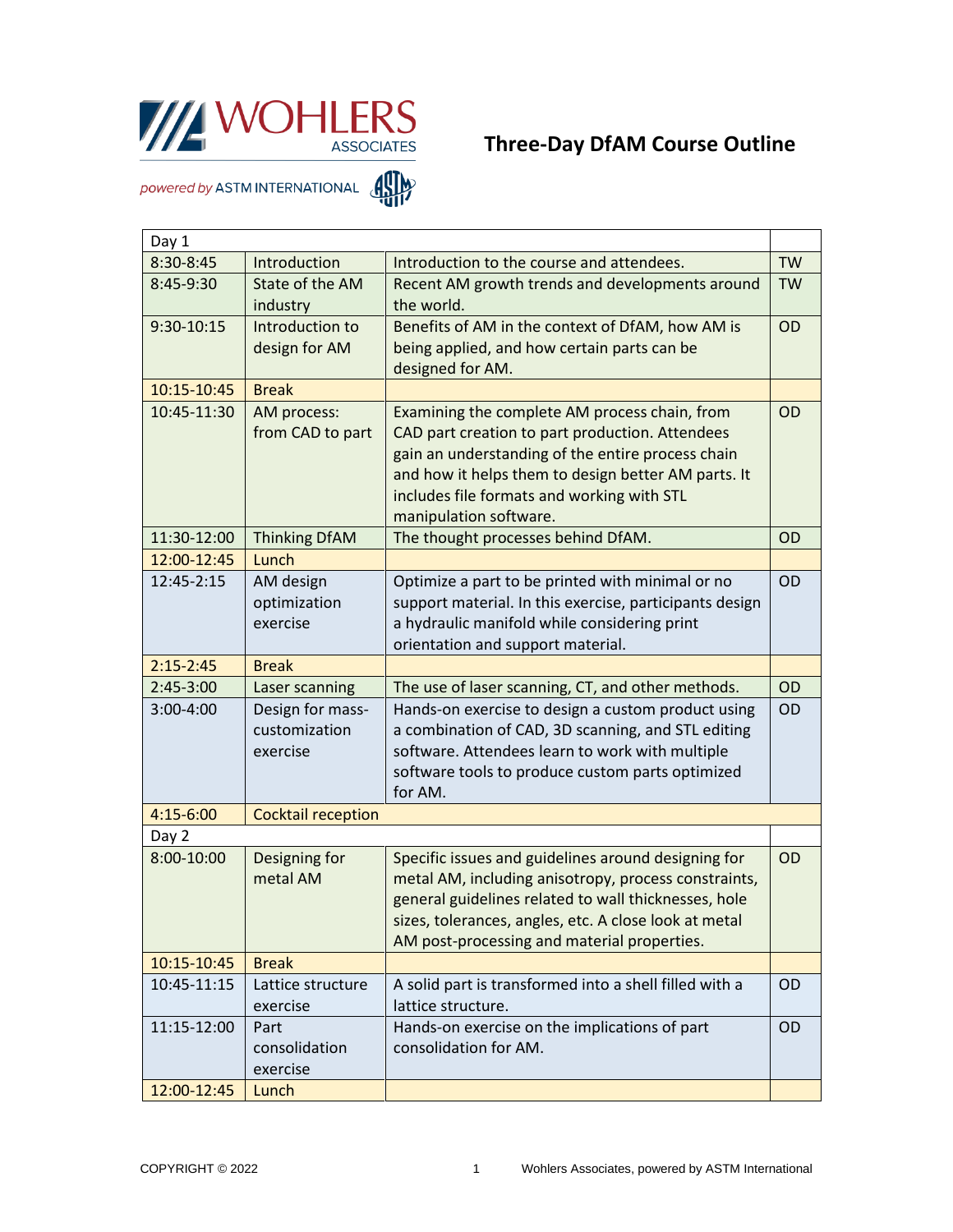WOHLERS ASSOCIATES

powered by ASTM INTERNATIONAL

# Three-Day DfAM Course Outline

| Day 1 | | | |
|---|---|---|---|
| 8:30-8:45 | Introduction | Introduction to the course and attendees. | TW |
| 8:45-9:30 | State of the AM industry | Recent AM growth trends and developments around the world. | TW |
| 9:30-10:15 | Introduction to design for AM | Benefits of AM in the context of DfAM, how AM is being applied, and how certain parts can be designed for AM. | OD |
| 10:15-10:45 | Break | | |
| 10:45-11:30 | AM process: from CAD to part | Examining the complete AM process chain, from CAD part creation to part production. Attendees gain an understanding of the entire process chain and how it helps them to design better AM parts. It includes file formats and working with STL manipulation software. | OD |
| 11:30-12:00 | Thinking DfAM | The thought processes behind DfAM. | OD |
| 12:00-12:45 | Lunch | | |
| 12:45-2:15 | AM design optimization exercise | Optimize a part to be printed with minimal or no support material. In this exercise, participants design a hydraulic manifold while considering print orientation and support material. | OD |
| 2:15-2:45 | Break | | |
| 2:45-3:00 | Laser scanning | The use of laser scanning, CT, and other methods. | OD |
| 3:00-4:00 | Design for mass-customization exercise | Hands-on exercise to design a custom product using a combination of CAD, 3D scanning, and STL editing software. Attendees learn to work with multiple software tools to produce custom parts optimized for AM. | OD |
| 4:15-6:00 | Cocktail reception | | |
| Day 2 | | | |
| 8:00-10:00 | Designing for metal AM | Specific issues and guidelines around designing for metal AM, including anisotropy, process constraints, general guidelines related to wall thicknesses, hole sizes, tolerances, angles, etc. A close look at metal AM post-processing and material properties. | OD |
| 10:15-10:45 | Break | | |
| 10:45-11:15 | Lattice structure exercise | A solid part is transformed into a shell filled with a lattice structure. | OD |
| 11:15-12:00 | Part consolidation exercise | Hands-on exercise on the implications of part consolidation for AM. | OD |
| 12:00-12:45 | Lunch | | |

COPYRIGHT © 2022 Wohlers Associates, powered by ASTM International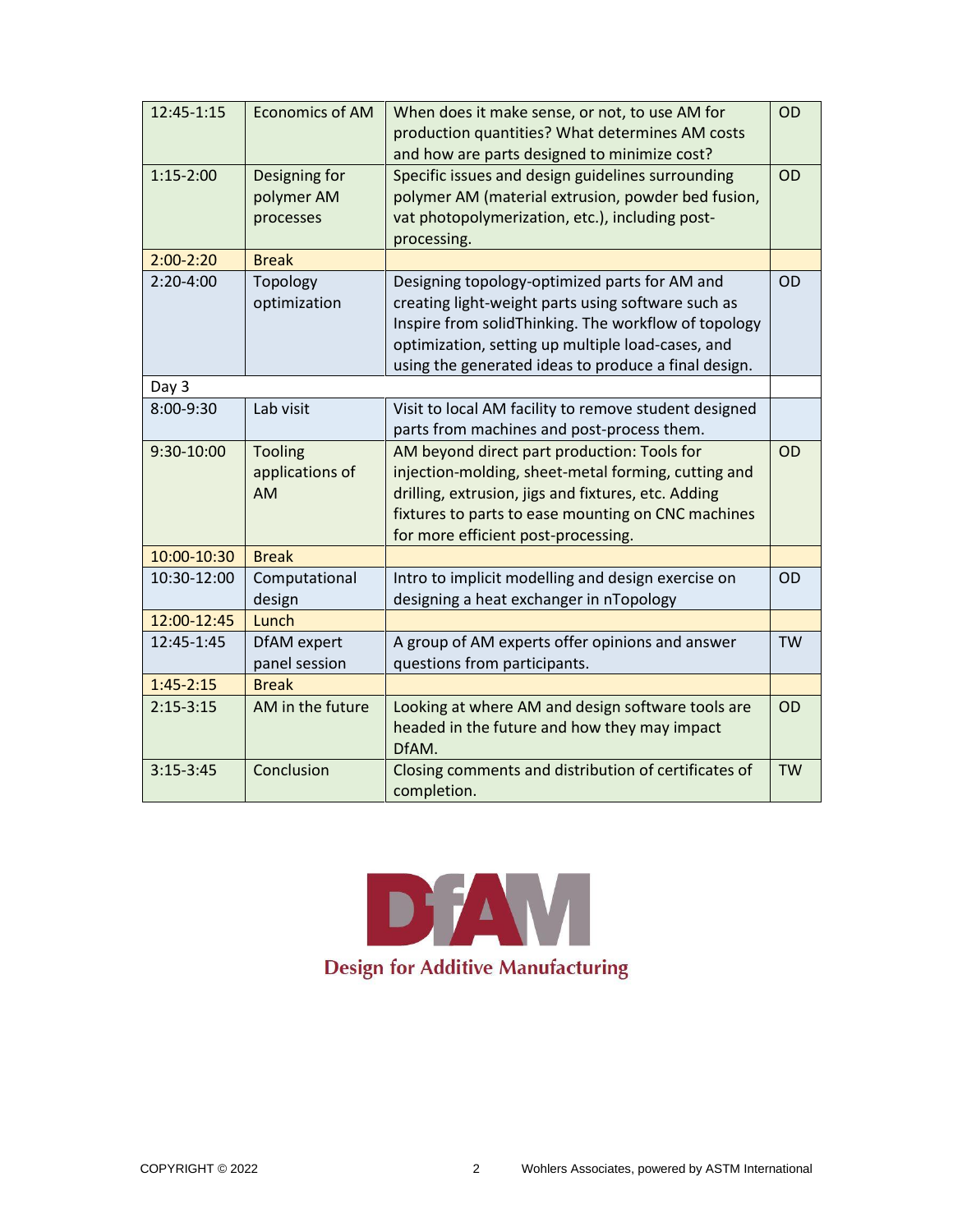| | | | |
|---|---|---|---|
| 12:45-1:15 | Economics of AM | When does it make sense, or not, to use AM for production quantities? What determines AM costs and how are parts designed to minimize cost? | OD |
| 1:15-2:00 | Designing for polymer AM processes | Specific issues and design guidelines surrounding polymer AM (material extrusion, powder bed fusion, vat photopolymerization, etc.), including post-processing. | OD |
| 2:00-2:20 | Break | | |
| 2:20-4:00 | Topology optimization | Designing topology-optimized parts for AM and creating light-weight parts using software such as Inspire from solidThinking. The workflow of topology optimization, setting up multiple load-cases, and using the generated ideas to produce a final design. | OD |
| Day 3 | | | |
| 8:00-9:30 | Lab visit | Visit to local AM facility to remove student designed parts from machines and post-process them. | |
| 9:30-10:00 | Tooling applications of AM | AM beyond direct part production: Tools for injection-molding, sheet-metal forming, cutting and drilling, extrusion, jigs and fixtures, etc. Adding fixtures to parts to ease mounting on CNC machines for more efficient post-processing. | OD |
| 10:00-10:30 | Break | | |
| 10:30-12:00 | Computational design | Intro to implicit modelling and design exercise on designing a heat exchanger in nTopology | OD |
| 12:00-12:45 | Lunch | | |
| 12:45-1:45 | DfAM expert panel session | A group of AM experts offer opinions and answer questions from participants. | TW |
| 1:45-2:15 | Break | | |
| 2:15-3:15 | AM in the future | Looking at where AM and design software tools are headed in the future and how they may impact DfAM. | OD |
| 3:15-3:45 | Conclusion | Closing comments and distribution of certificates of completion. | TW |

DfAM

Design for Additive Manufacturing

COPYRIGHT © 2022 Wohlers Associates, powered by ASTM International